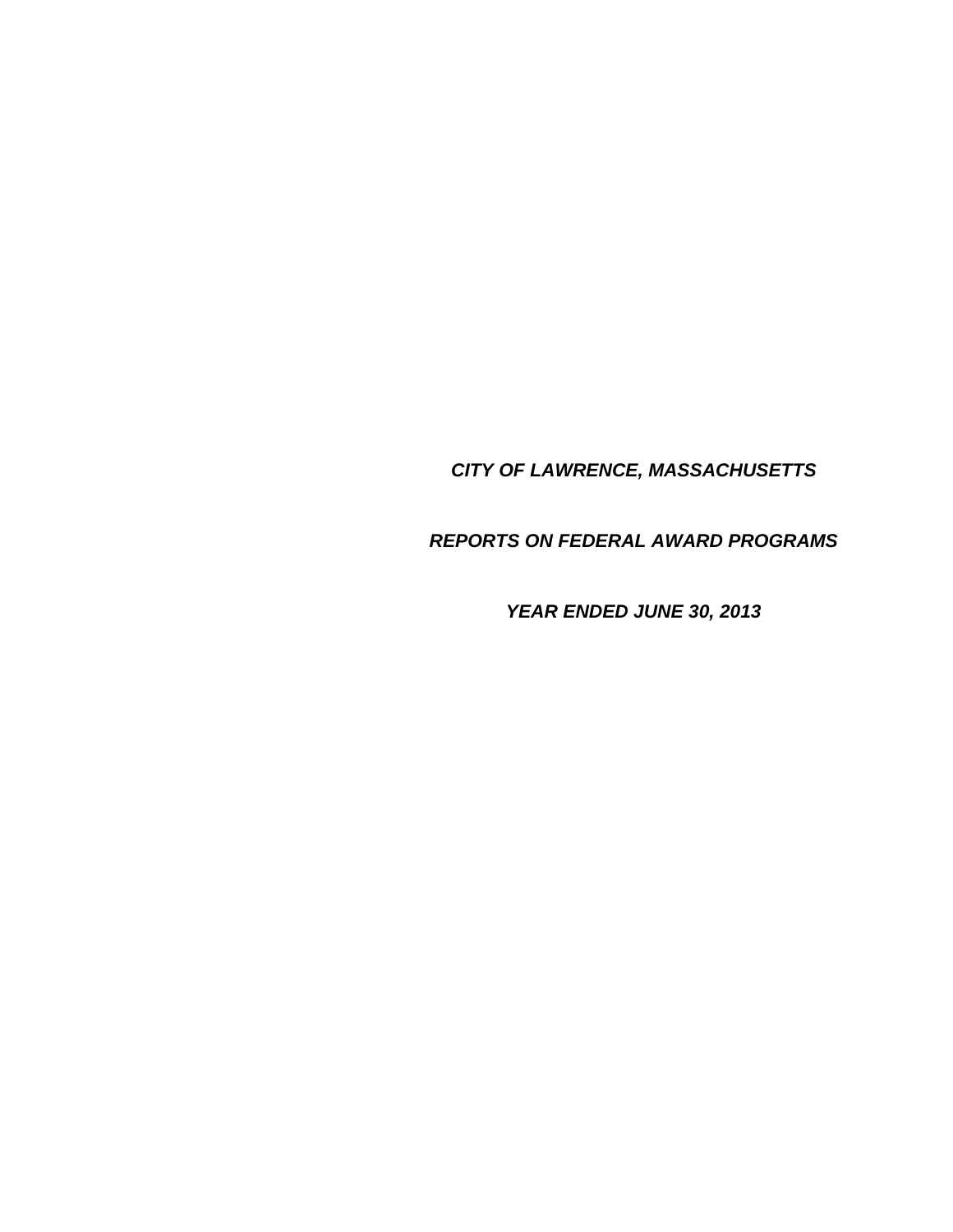***CITY OF LAWRENCE, MASSACHUSETTS***

***REPORTS ON FEDERAL AWARD PROGRAMS***

***YEAR ENDED JUNE 30, 2013***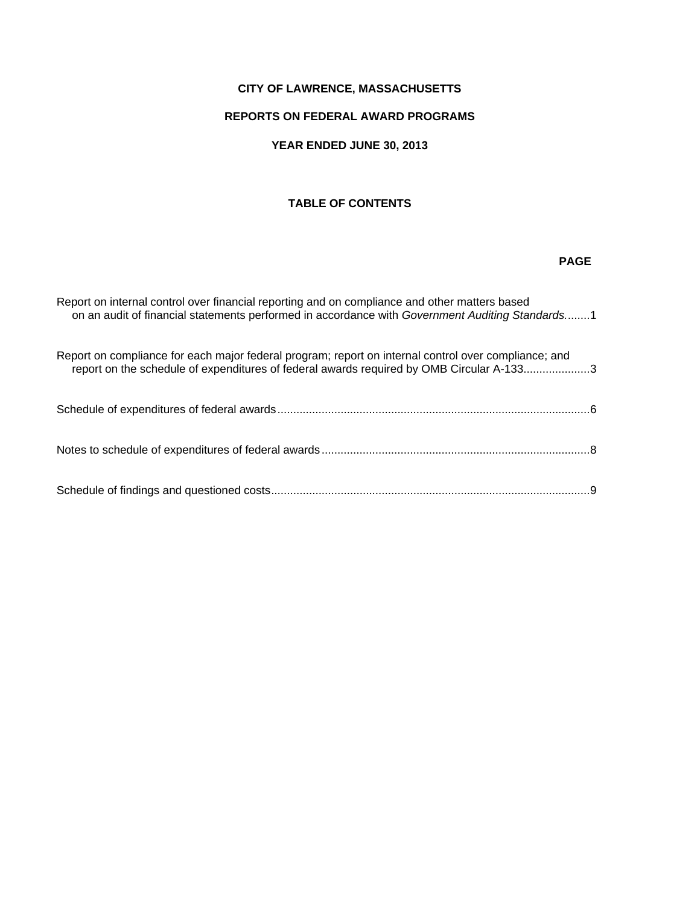**CITY OF LAWRENCE, MASSACHUSETTS**

**REPORTS ON FEDERAL AWARD PROGRAMS**

**YEAR ENDED JUNE 30, 2013**

**TABLE OF CONTENTS**

| | **PAGE** |
|---|---|
| Report on internal control over financial reporting and on compliance and other matters based on an audit of financial statements performed in accordance with *Government Auditing Standards.* | 1 |
| Report on compliance for each major federal program; report on internal control over compliance; and report on the schedule of expenditures of federal awards required by OMB Circular A-133 | 3 |
| Schedule of expenditures of federal awards | 6 |
| Notes to schedule of expenditures of federal awards | 8 |
| Schedule of findings and questioned costs | 9 |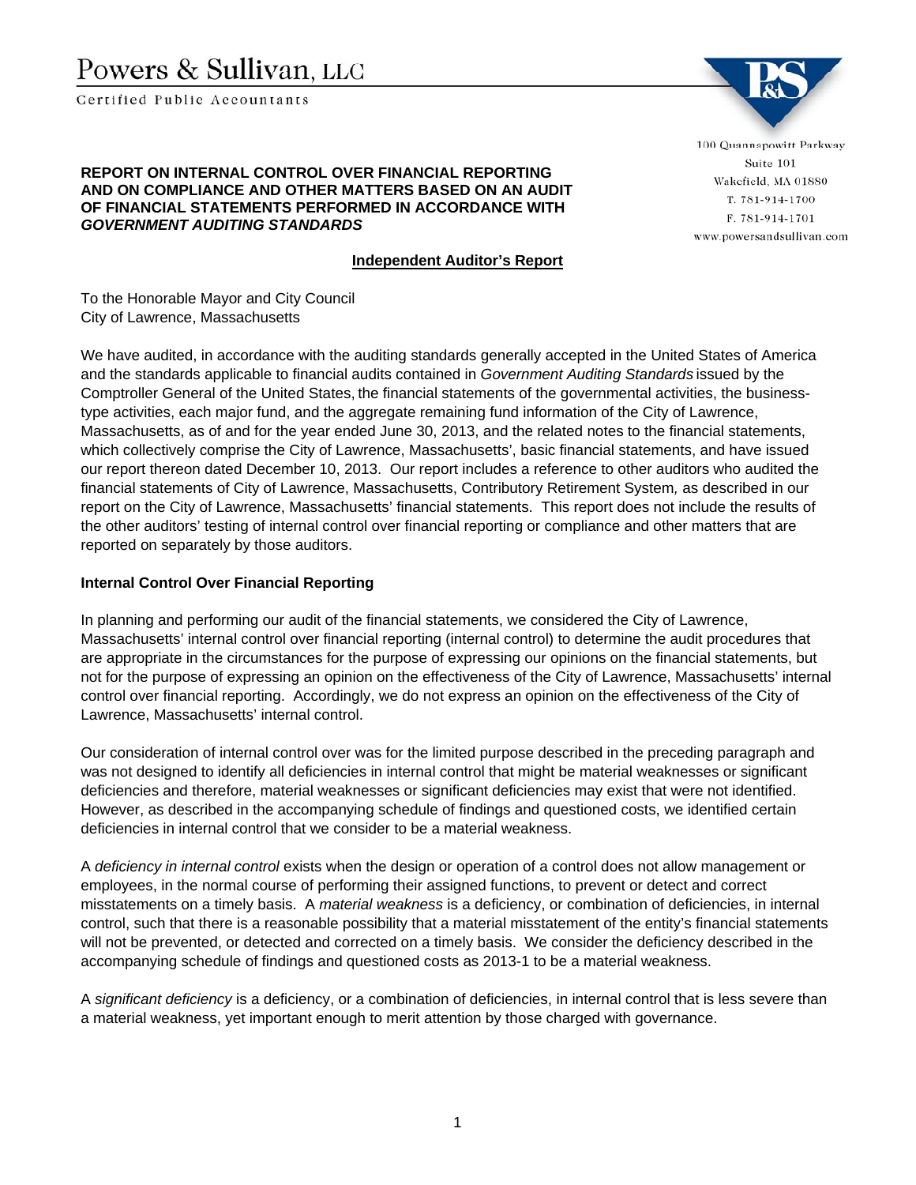Powers & Sullivan, LLC

Certified Public Accountants

100 Quannapowitt Parkway
Suite 101
Wakefield, MA 01880
T. 781-914-1700
F. 781-914-1701
www.powersandsullivan.com

**REPORT ON INTERNAL CONTROL OVER FINANCIAL REPORTING AND ON COMPLIANCE AND OTHER MATTERS BASED ON AN AUDIT OF FINANCIAL STATEMENTS PERFORMED IN ACCORDANCE WITH *GOVERNMENT AUDITING STANDARDS***

**Independent Auditor's Report**

To the Honorable Mayor and City Council
City of Lawrence, Massachusetts

We have audited, in accordance with the auditing standards generally accepted in the United States of America and the standards applicable to financial audits contained in *Government Auditing Standards* issued by the Comptroller General of the United States, the financial statements of the governmental activities, the business-type activities, each major fund, and the aggregate remaining fund information of the City of Lawrence, Massachusetts, as of and for the year ended June 30, 2013, and the related notes to the financial statements, which collectively comprise the City of Lawrence, Massachusetts', basic financial statements, and have issued our report thereon dated December 10, 2013. Our report includes a reference to other auditors who audited the financial statements of City of Lawrence, Massachusetts, Contributory Retirement System, as described in our report on the City of Lawrence, Massachusetts' financial statements. This report does not include the results of the other auditors' testing of internal control over financial reporting or compliance and other matters that are reported on separately by those auditors.

**Internal Control Over Financial Reporting**

In planning and performing our audit of the financial statements, we considered the City of Lawrence, Massachusetts' internal control over financial reporting (internal control) to determine the audit procedures that are appropriate in the circumstances for the purpose of expressing our opinions on the financial statements, but not for the purpose of expressing an opinion on the effectiveness of the City of Lawrence, Massachusetts' internal control over financial reporting. Accordingly, we do not express an opinion on the effectiveness of the City of Lawrence, Massachusetts' internal control.

Our consideration of internal control over was for the limited purpose described in the preceding paragraph and was not designed to identify all deficiencies in internal control that might be material weaknesses or significant deficiencies and therefore, material weaknesses or significant deficiencies may exist that were not identified. However, as described in the accompanying schedule of findings and questioned costs, we identified certain deficiencies in internal control that we consider to be a material weakness.

A *deficiency in internal control* exists when the design or operation of a control does not allow management or employees, in the normal course of performing their assigned functions, to prevent or detect and correct misstatements on a timely basis. A *material weakness* is a deficiency, or combination of deficiencies, in internal control, such that there is a reasonable possibility that a material misstatement of the entity's financial statements will not be prevented, or detected and corrected on a timely basis. We consider the deficiency described in the accompanying schedule of findings and questioned costs as 2013-1 to be a material weakness.

A *significant deficiency* is a deficiency, or a combination of deficiencies, in internal control that is less severe than a material weakness, yet important enough to merit attention by those charged with governance.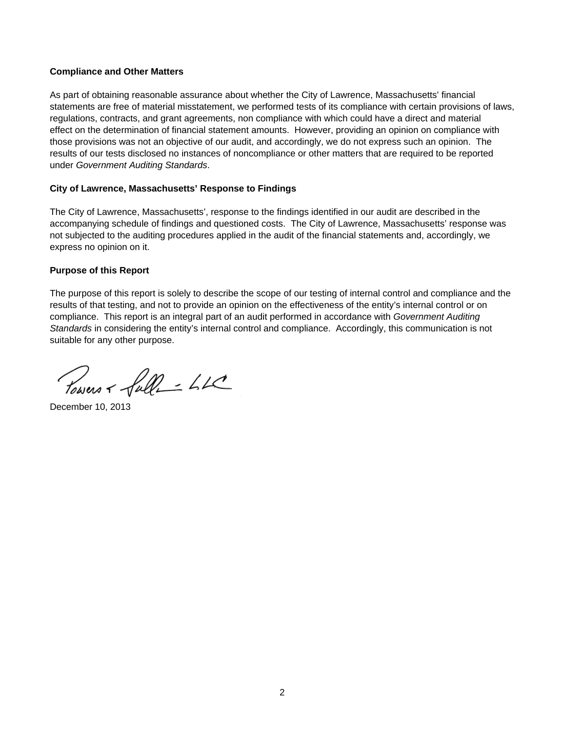**Compliance and Other Matters**

As part of obtaining reasonable assurance about whether the City of Lawrence, Massachusetts' financial statements are free of material misstatement, we performed tests of its compliance with certain provisions of laws, regulations, contracts, and grant agreements, non compliance with which could have a direct and material effect on the determination of financial statement amounts. However, providing an opinion on compliance with those provisions was not an objective of our audit, and accordingly, we do not express such an opinion. The results of our tests disclosed no instances of noncompliance or other matters that are required to be reported under *Government Auditing Standards*.

**City of Lawrence, Massachusetts' Response to Findings**

The City of Lawrence, Massachusetts', response to the findings identified in our audit are described in the accompanying schedule of findings and questioned costs. The City of Lawrence, Massachusetts' response was not subjected to the auditing procedures applied in the audit of the financial statements and, accordingly, we express no opinion on it.

**Purpose of this Report**

The purpose of this report is solely to describe the scope of our testing of internal control and compliance and the results of that testing, and not to provide an opinion on the effectiveness of the entity's internal control or on compliance. This report is an integral part of an audit performed in accordance with *Government Auditing Standards* in considering the entity's internal control and compliance. Accordingly, this communication is not suitable for any other purpose.

Powers & Sullivan, LLC

December 10, 2013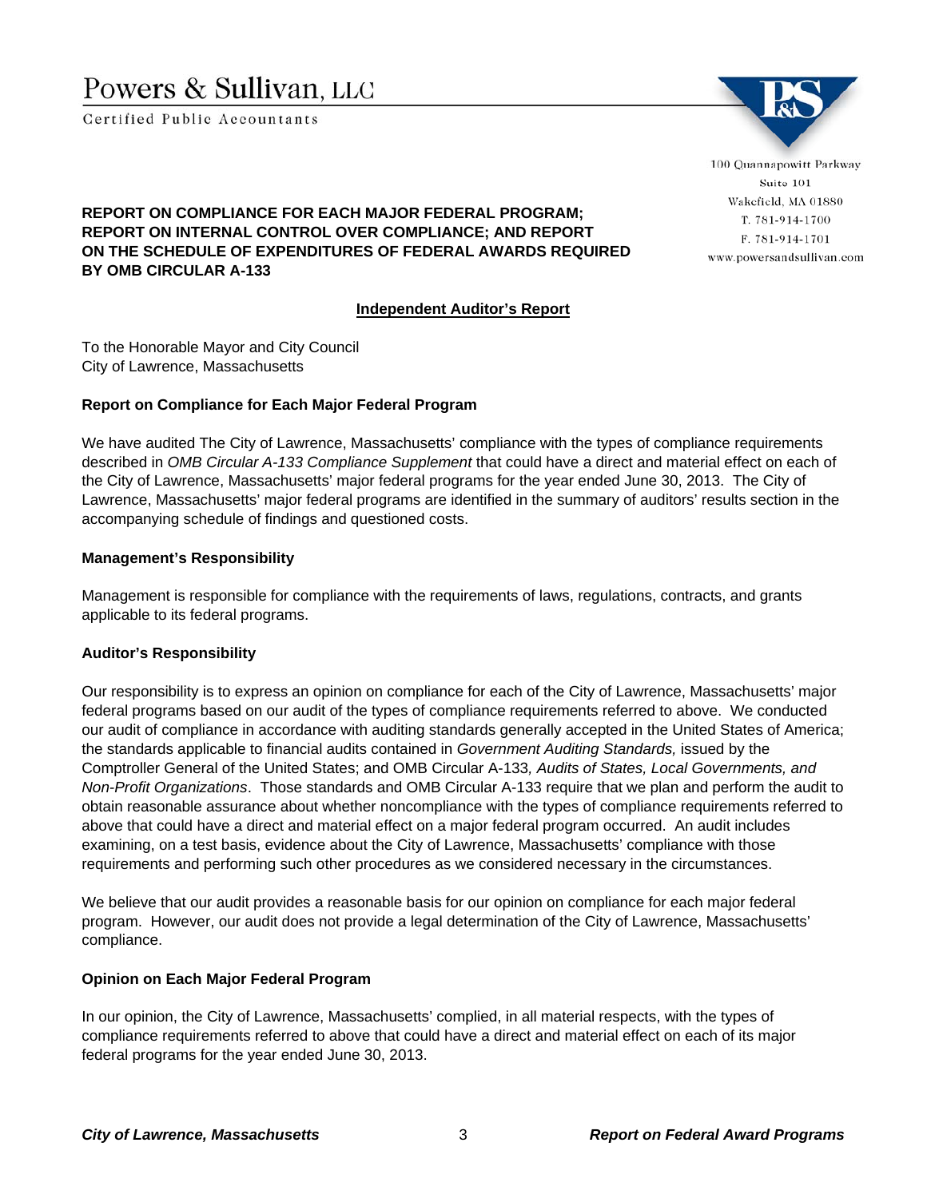# Powers & Sullivan, LLC

Certified Public Accountants

100 Quannapowitt Parkway
Suite 101
Wakefield, MA 01880
T. 781-914-1700
F. 781-914-1701
www.powersandsullivan.com

**REPORT ON COMPLIANCE FOR EACH MAJOR FEDERAL PROGRAM; REPORT ON INTERNAL CONTROL OVER COMPLIANCE; AND REPORT ON THE SCHEDULE OF EXPENDITURES OF FEDERAL AWARDS REQUIRED BY OMB CIRCULAR A-133**

## Independent Auditor's Report

To the Honorable Mayor and City Council
City of Lawrence, Massachusetts

### Report on Compliance for Each Major Federal Program

We have audited The City of Lawrence, Massachusetts' compliance with the types of compliance requirements described in *OMB Circular A-133 Compliance Supplement* that could have a direct and material effect on each of the City of Lawrence, Massachusetts' major federal programs for the year ended June 30, 2013. The City of Lawrence, Massachusetts' major federal programs are identified in the summary of auditors' results section in the accompanying schedule of findings and questioned costs.

### Management's Responsibility

Management is responsible for compliance with the requirements of laws, regulations, contracts, and grants applicable to its federal programs.

### Auditor's Responsibility

Our responsibility is to express an opinion on compliance for each of the City of Lawrence, Massachusetts' major federal programs based on our audit of the types of compliance requirements referred to above. We conducted our audit of compliance in accordance with auditing standards generally accepted in the United States of America; the standards applicable to financial audits contained in *Government Auditing Standards,* issued by the Comptroller General of the United States; and OMB Circular A-133*, Audits of States, Local Governments, and Non-Profit Organizations*. Those standards and OMB Circular A-133 require that we plan and perform the audit to obtain reasonable assurance about whether noncompliance with the types of compliance requirements referred to above that could have a direct and material effect on a major federal program occurred. An audit includes examining, on a test basis, evidence about the City of Lawrence, Massachusetts' compliance with those requirements and performing such other procedures as we considered necessary in the circumstances.

We believe that our audit provides a reasonable basis for our opinion on compliance for each major federal program. However, our audit does not provide a legal determination of the City of Lawrence, Massachusetts' compliance.

### Opinion on Each Major Federal Program

In our opinion, the City of Lawrence, Massachusetts' complied, in all material respects, with the types of compliance requirements referred to above that could have a direct and material effect on each of its major federal programs for the year ended June 30, 2013.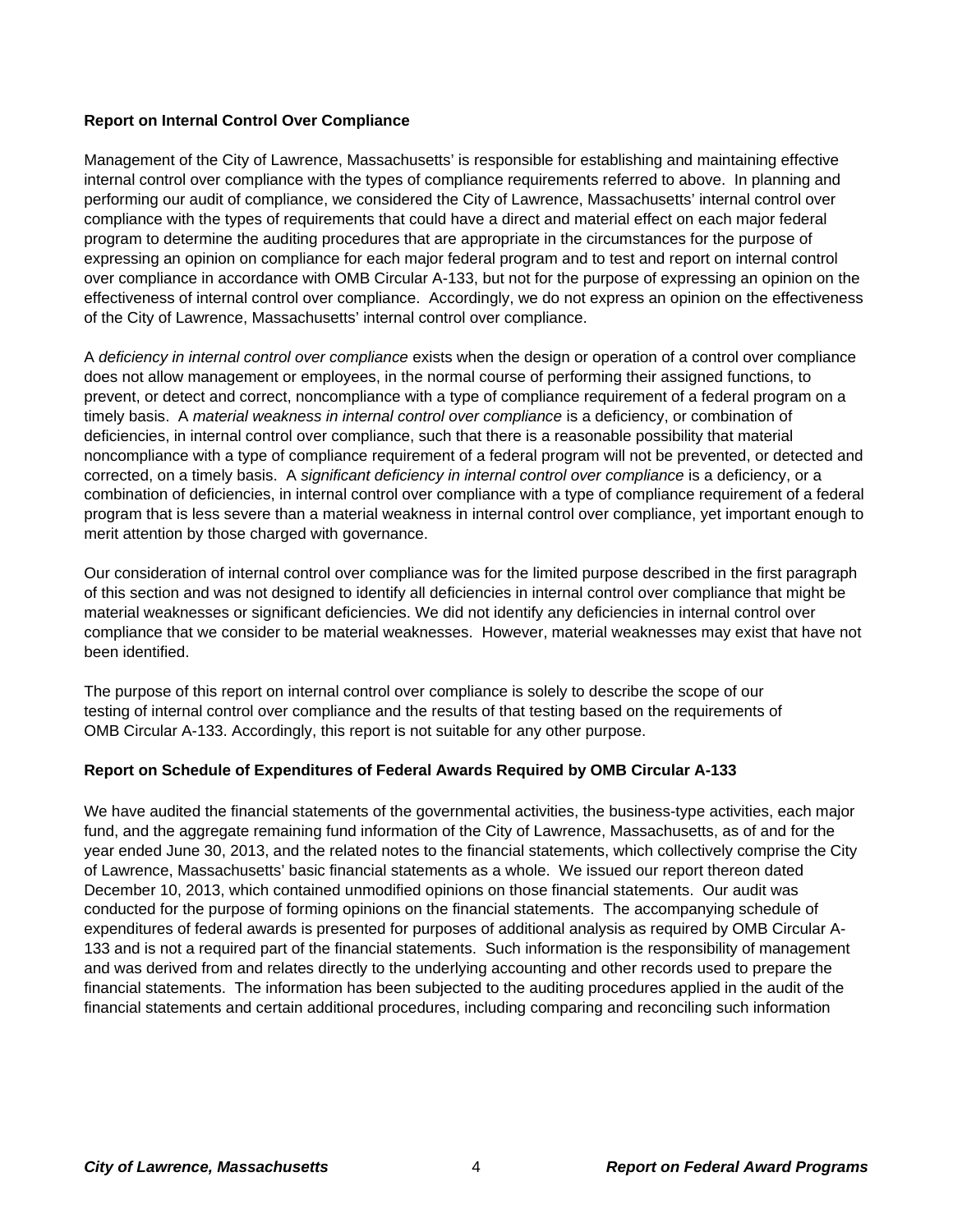**Report on Internal Control Over Compliance**

Management of the City of Lawrence, Massachusetts' is responsible for establishing and maintaining effective internal control over compliance with the types of compliance requirements referred to above. In planning and performing our audit of compliance, we considered the City of Lawrence, Massachusetts' internal control over compliance with the types of requirements that could have a direct and material effect on each major federal program to determine the auditing procedures that are appropriate in the circumstances for the purpose of expressing an opinion on compliance for each major federal program and to test and report on internal control over compliance in accordance with OMB Circular A-133, but not for the purpose of expressing an opinion on the effectiveness of internal control over compliance. Accordingly, we do not express an opinion on the effectiveness of the City of Lawrence, Massachusetts' internal control over compliance.

A *deficiency in internal control over compliance* exists when the design or operation of a control over compliance does not allow management or employees, in the normal course of performing their assigned functions, to prevent, or detect and correct, noncompliance with a type of compliance requirement of a federal program on a timely basis. A *material weakness in internal control over compliance* is a deficiency, or combination of deficiencies, in internal control over compliance, such that there is a reasonable possibility that material noncompliance with a type of compliance requirement of a federal program will not be prevented, or detected and corrected, on a timely basis. A *significant deficiency in internal control over compliance* is a deficiency, or a combination of deficiencies, in internal control over compliance with a type of compliance requirement of a federal program that is less severe than a material weakness in internal control over compliance, yet important enough to merit attention by those charged with governance.

Our consideration of internal control over compliance was for the limited purpose described in the first paragraph of this section and was not designed to identify all deficiencies in internal control over compliance that might be material weaknesses or significant deficiencies. We did not identify any deficiencies in internal control over compliance that we consider to be material weaknesses. However, material weaknesses may exist that have not been identified.

The purpose of this report on internal control over compliance is solely to describe the scope of our testing of internal control over compliance and the results of that testing based on the requirements of OMB Circular A-133. Accordingly, this report is not suitable for any other purpose.

**Report on Schedule of Expenditures of Federal Awards Required by OMB Circular A-133**

We have audited the financial statements of the governmental activities, the business-type activities, each major fund, and the aggregate remaining fund information of the City of Lawrence, Massachusetts, as of and for the year ended June 30, 2013, and the related notes to the financial statements, which collectively comprise the City of Lawrence, Massachusetts' basic financial statements as a whole. We issued our report thereon dated December 10, 2013, which contained unmodified opinions on those financial statements. Our audit was conducted for the purpose of forming opinions on the financial statements. The accompanying schedule of expenditures of federal awards is presented for purposes of additional analysis as required by OMB Circular A-133 and is not a required part of the financial statements. Such information is the responsibility of management and was derived from and relates directly to the underlying accounting and other records used to prepare the financial statements. The information has been subjected to the auditing procedures applied in the audit of the financial statements and certain additional procedures, including comparing and reconciling such information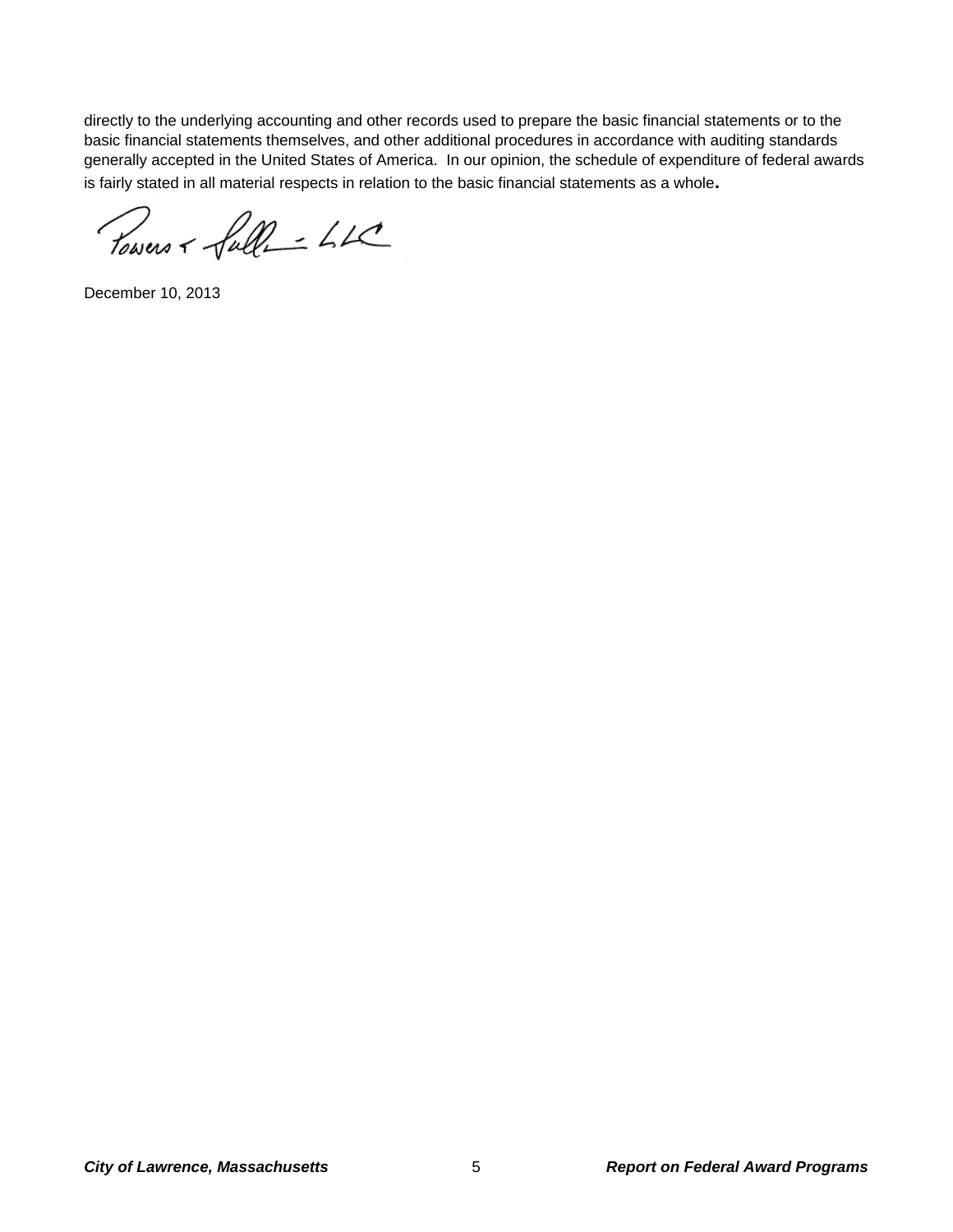directly to the underlying accounting and other records used to prepare the basic financial statements or to the basic financial statements themselves, and other additional procedures in accordance with auditing standards generally accepted in the United States of America. In our opinion, the schedule of expenditure of federal awards is fairly stated in all material respects in relation to the basic financial statements as a whole.

Powers & Sullivan, LLC

December 10, 2013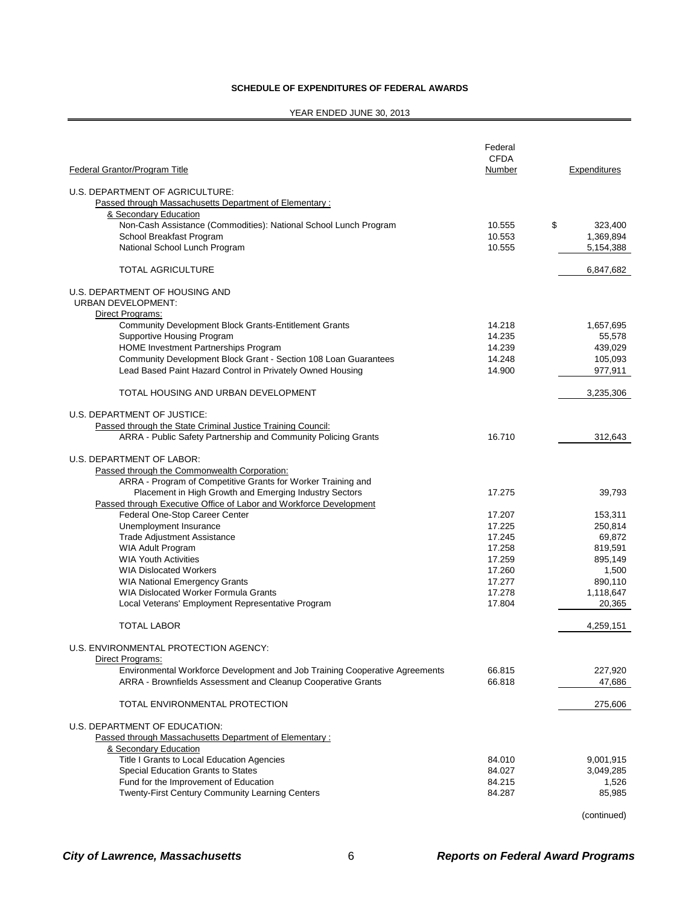# SCHEDULE OF EXPENDITURES OF FEDERAL AWARDS

YEAR ENDED JUNE 30, 2013

| Federal Grantor/Program Title | Federal CFDA Number | Expenditures |
|---|---|---|
| U.S. DEPARTMENT OF AGRICULTURE: | | |
| Passed through Massachusetts Department of Elementary : & Secondary Education | | |
| Non-Cash Assistance (Commodities): National School Lunch Program | 10.555 | $ 323,400 |
| School Breakfast Program | 10.553 | 1,369,894 |
| National School Lunch Program | 10.555 | 5,154,388 |
| TOTAL AGRICULTURE | | 6,847,682 |
| U.S. DEPARTMENT OF HOUSING AND URBAN DEVELOPMENT: | | |
| Direct Programs: | | |
| Community Development Block Grants-Entitlement Grants | 14.218 | 1,657,695 |
| Supportive Housing Program | 14.235 | 55,578 |
| HOME Investment Partnerships Program | 14.239 | 439,029 |
| Community Development Block Grant - Section 108 Loan Guarantees | 14.248 | 105,093 |
| Lead Based Paint Hazard Control in Privately Owned Housing | 14.900 | 977,911 |
| TOTAL HOUSING AND URBAN DEVELOPMENT | | 3,235,306 |
| U.S. DEPARTMENT OF JUSTICE: | | |
| Passed through the State Criminal Justice Training Council: | | |
| ARRA - Public Safety Partnership and Community Policing Grants | 16.710 | 312,643 |
| U.S. DEPARTMENT OF LABOR: | | |
| Passed through the Commonwealth Corporation: | | |
| ARRA - Program of Competitive Grants for Worker Training and Placement in High Growth and Emerging Industry Sectors | 17.275 | 39,793 |
| Passed through Executive Office of Labor and Workforce Development | | |
| Federal One-Stop Career Center | 17.207 | 153,311 |
| Unemployment Insurance | 17.225 | 250,814 |
| Trade Adjustment Assistance | 17.245 | 69,872 |
| WIA Adult Program | 17.258 | 819,591 |
| WIA Youth Activities | 17.259 | 895,149 |
| WIA Dislocated Workers | 17.260 | 1,500 |
| WIA National Emergency Grants | 17.277 | 890,110 |
| WIA Dislocated Worker Formula Grants | 17.278 | 1,118,647 |
| Local Veterans' Employment Representative Program | 17.804 | 20,365 |
| TOTAL LABOR | | 4,259,151 |
| U.S. ENVIRONMENTAL PROTECTION AGENCY: | | |
| Direct Programs: | | |
| Environmental Workforce Development and Job Training Cooperative Agreements | 66.815 | 227,920 |
| ARRA - Brownfields Assessment and Cleanup Cooperative Grants | 66.818 | 47,686 |
| TOTAL ENVIRONMENTAL PROTECTION | | 275,606 |
| U.S. DEPARTMENT OF EDUCATION: | | |
| Passed through Massachusetts Department of Elementary : & Secondary Education | | |
| Title I Grants to Local Education Agencies | 84.010 | 9,001,915 |
| Special Education Grants to States | 84.027 | 3,049,285 |
| Fund for the Improvement of Education | 84.215 | 1,526 |
| Twenty-First Century Community Learning Centers | 84.287 | 85,985 |

(continued)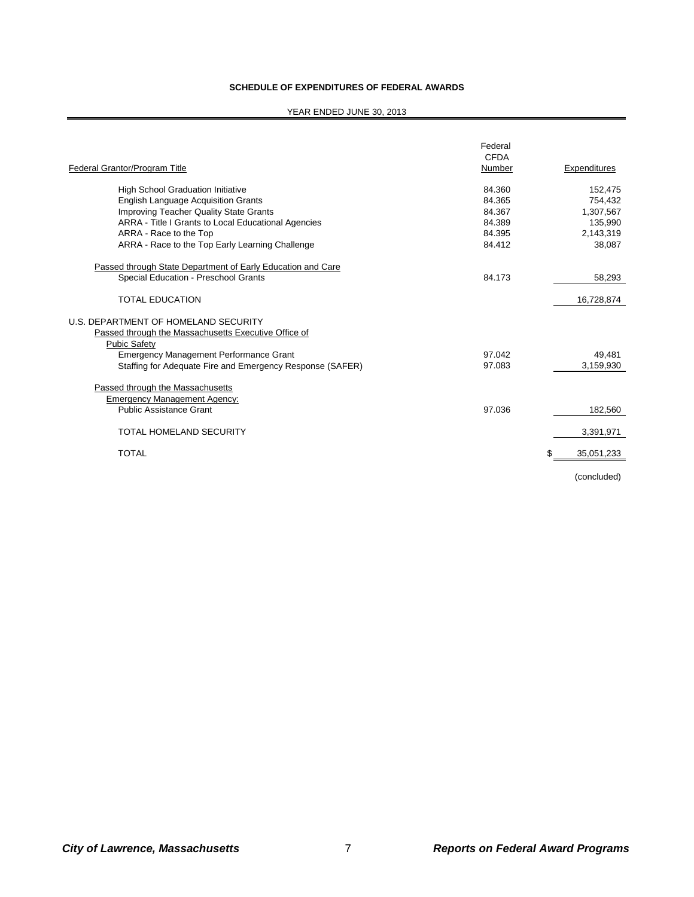**SCHEDULE OF EXPENDITURES OF FEDERAL AWARDS**

YEAR ENDED JUNE 30, 2013

| Federal Grantor/Program Title | Federal CFDA Number | Expenditures |
|---|---|---|
| High School Graduation Initiative | 84.360 | 152,475 |
| English Language Acquisition Grants | 84.365 | 754,432 |
| Improving Teacher Quality State Grants | 84.367 | 1,307,567 |
| ARRA - Title I Grants to Local Educational Agencies | 84.389 | 135,990 |
| ARRA - Race to the Top | 84.395 | 2,143,319 |
| ARRA - Race to the Top Early Learning Challenge | 84.412 | 38,087 |
| Passed through State Department of Early Education and Care | | |
| Special Education - Preschool Grants | 84.173 | 58,293 |
| TOTAL EDUCATION | | 16,728,874 |
| U.S. DEPARTMENT OF HOMELAND SECURITY | | |
| Passed through the Massachusetts Executive Office of Pubic Safety | | |
| Emergency Management Performance Grant | 97.042 | 49,481 |
| Staffing for Adequate Fire and Emergency Response (SAFER) | 97.083 | 3,159,930 |
| Passed through the Massachusetts Emergency Management Agency: | | |
| Public Assistance Grant | 97.036 | 182,560 |
| TOTAL HOMELAND SECURITY | | 3,391,971 |
| TOTAL | | $ 35,051,233 |

(concluded)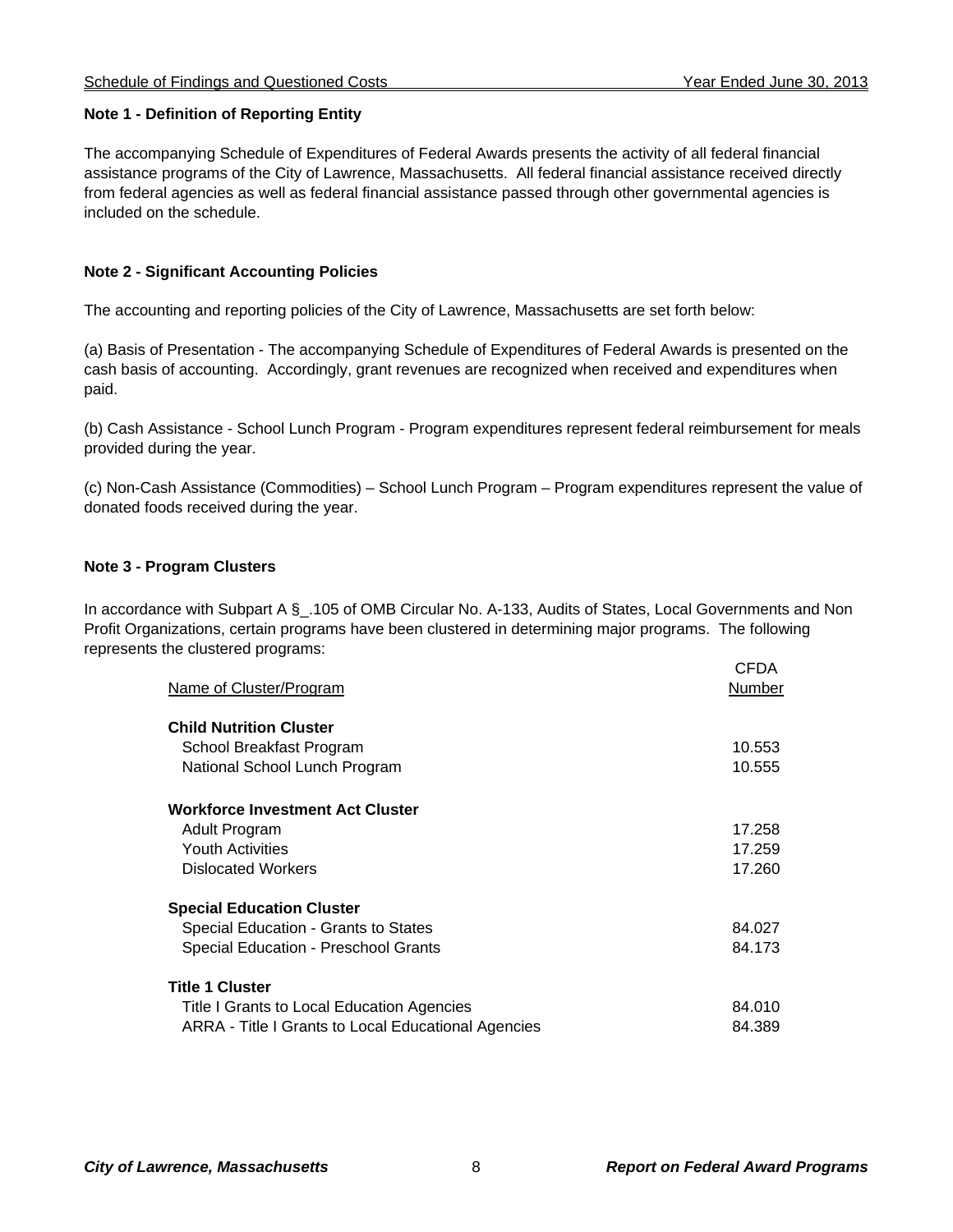### Note 1 - Definition of Reporting Entity

The accompanying Schedule of Expenditures of Federal Awards presents the activity of all federal financial assistance programs of the City of Lawrence, Massachusetts. All federal financial assistance received directly from federal agencies as well as federal financial assistance passed through other governmental agencies is included on the schedule.

### Note 2 - Significant Accounting Policies

The accounting and reporting policies of the City of Lawrence, Massachusetts are set forth below:

(a) Basis of Presentation - The accompanying Schedule of Expenditures of Federal Awards is presented on the cash basis of accounting. Accordingly, grant revenues are recognized when received and expenditures when paid.

(b) Cash Assistance - School Lunch Program - Program expenditures represent federal reimbursement for meals provided during the year.

(c) Non-Cash Assistance (Commodities) – School Lunch Program – Program expenditures represent the value of donated foods received during the year.

### Note 3 - Program Clusters

In accordance with Subpart A §_.105 of OMB Circular No. A-133, Audits of States, Local Governments and Non Profit Organizations, certain programs have been clustered in determining major programs. The following represents the clustered programs:

| Name of Cluster/Program | CFDA Number |
|---|---|
| **Child Nutrition Cluster** | |
| School Breakfast Program | 10.553 |
| National School Lunch Program | 10.555 |
| **Workforce Investment Act Cluster** | |
| Adult Program | 17.258 |
| Youth Activities | 17.259 |
| Dislocated Workers | 17.260 |
| **Special Education Cluster** | |
| Special Education - Grants to States | 84.027 |
| Special Education - Preschool Grants | 84.173 |
| **Title 1 Cluster** | |
| Title I Grants to Local Education Agencies | 84.010 |
| ARRA - Title I Grants to Local Educational Agencies | 84.389 |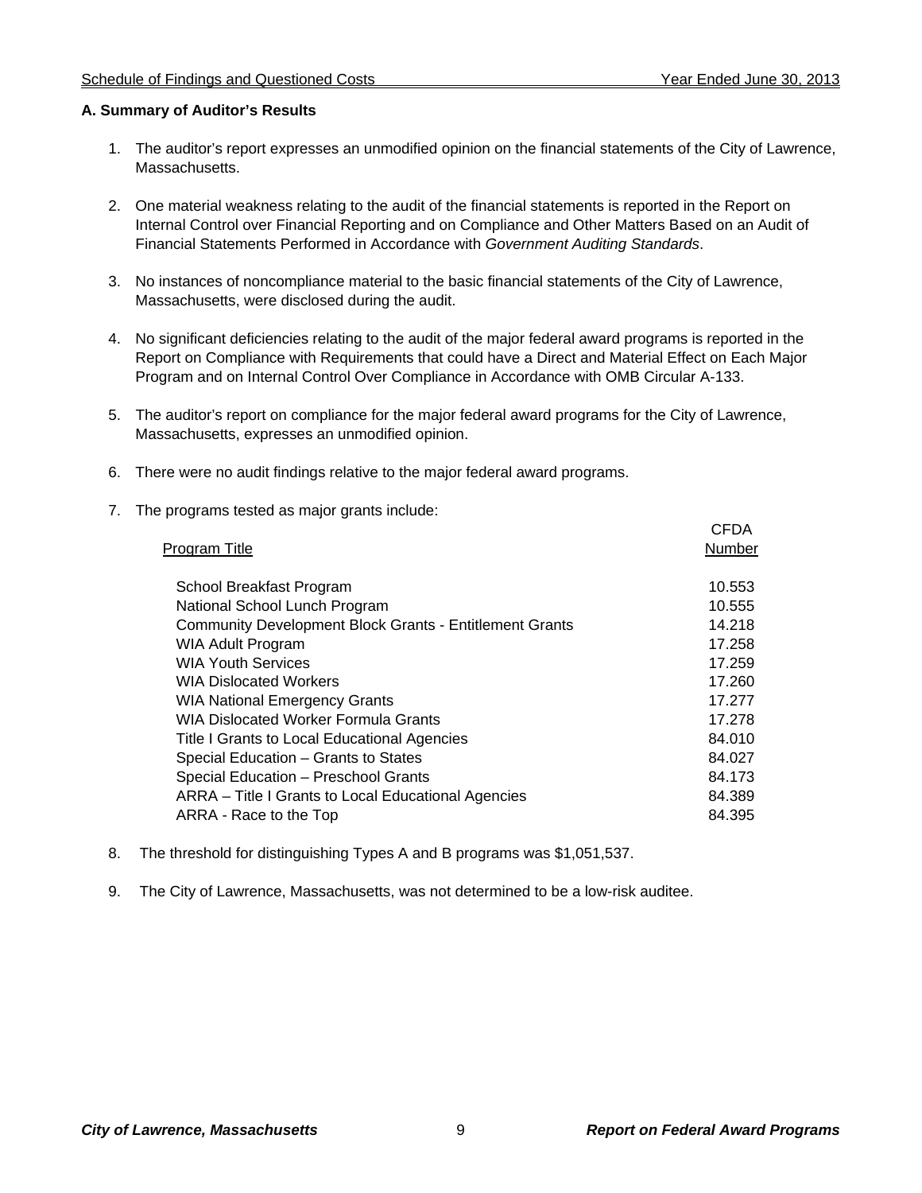Schedule of Findings and Questioned Costs — Year Ended June 30, 2013

**A. Summary of Auditor's Results**

1. The auditor's report expresses an unmodified opinion on the financial statements of the City of Lawrence, Massachusetts.

2. One material weakness relating to the audit of the financial statements is reported in the Report on Internal Control over Financial Reporting and on Compliance and Other Matters Based on an Audit of Financial Statements Performed in Accordance with *Government Auditing Standards*.

3. No instances of noncompliance material to the basic financial statements of the City of Lawrence, Massachusetts, were disclosed during the audit.

4. No significant deficiencies relating to the audit of the major federal award programs is reported in the Report on Compliance with Requirements that could have a Direct and Material Effect on Each Major Program and on Internal Control Over Compliance in Accordance with OMB Circular A-133.

5. The auditor's report on compliance for the major federal award programs for the City of Lawrence, Massachusetts, expresses an unmodified opinion.

6. There were no audit findings relative to the major federal award programs.

7. The programs tested as major grants include:

| Program Title | CFDA Number |
|---|---|
| School Breakfast Program | 10.553 |
| National School Lunch Program | 10.555 |
| Community Development Block Grants - Entitlement Grants | 14.218 |
| WIA Adult Program | 17.258 |
| WIA Youth Services | 17.259 |
| WIA Dislocated Workers | 17.260 |
| WIA National Emergency Grants | 17.277 |
| WIA Dislocated Worker Formula Grants | 17.278 |
| Title I Grants to Local Educational Agencies | 84.010 |
| Special Education – Grants to States | 84.027 |
| Special Education – Preschool Grants | 84.173 |
| ARRA – Title I Grants to Local Educational Agencies | 84.389 |
| ARRA - Race to the Top | 84.395 |

8. The threshold for distinguishing Types A and B programs was $1,051,537.

9. The City of Lawrence, Massachusetts, was not determined to be a low-risk auditee.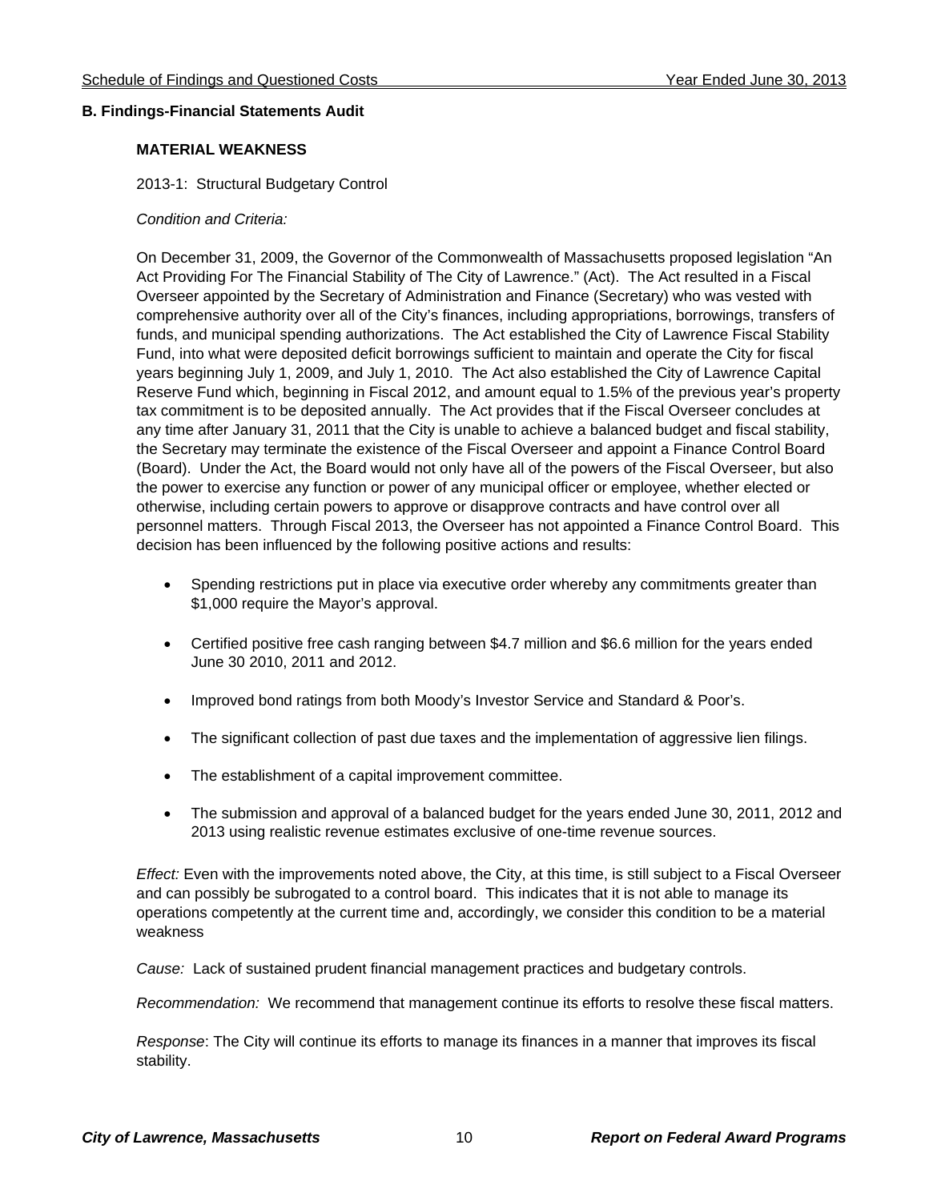## B. Findings-Financial Statements Audit

### MATERIAL WEAKNESS

2013-1: Structural Budgetary Control

*Condition and Criteria:*

On December 31, 2009, the Governor of the Commonwealth of Massachusetts proposed legislation "An Act Providing For The Financial Stability of The City of Lawrence." (Act). The Act resulted in a Fiscal Overseer appointed by the Secretary of Administration and Finance (Secretary) who was vested with comprehensive authority over all of the City's finances, including appropriations, borrowings, transfers of funds, and municipal spending authorizations. The Act established the City of Lawrence Fiscal Stability Fund, into what were deposited deficit borrowings sufficient to maintain and operate the City for fiscal years beginning July 1, 2009, and July 1, 2010. The Act also established the City of Lawrence Capital Reserve Fund which, beginning in Fiscal 2012, and amount equal to 1.5% of the previous year's property tax commitment is to be deposited annually. The Act provides that if the Fiscal Overseer concludes at any time after January 31, 2011 that the City is unable to achieve a balanced budget and fiscal stability, the Secretary may terminate the existence of the Fiscal Overseer and appoint a Finance Control Board (Board). Under the Act, the Board would not only have all of the powers of the Fiscal Overseer, but also the power to exercise any function or power of any municipal officer or employee, whether elected or otherwise, including certain powers to approve or disapprove contracts and have control over all personnel matters. Through Fiscal 2013, the Overseer has not appointed a Finance Control Board. This decision has been influenced by the following positive actions and results:

- Spending restrictions put in place via executive order whereby any commitments greater than $1,000 require the Mayor's approval.
- Certified positive free cash ranging between $4.7 million and $6.6 million for the years ended June 30 2010, 2011 and 2012.
- Improved bond ratings from both Moody's Investor Service and Standard & Poor's.
- The significant collection of past due taxes and the implementation of aggressive lien filings.
- The establishment of a capital improvement committee.
- The submission and approval of a balanced budget for the years ended June 30, 2011, 2012 and 2013 using realistic revenue estimates exclusive of one-time revenue sources.

*Effect:* Even with the improvements noted above, the City, at this time, is still subject to a Fiscal Overseer and can possibly be subrogated to a control board. This indicates that it is not able to manage its operations competently at the current time and, accordingly, we consider this condition to be a material weakness

*Cause:* Lack of sustained prudent financial management practices and budgetary controls.

*Recommendation:* We recommend that management continue its efforts to resolve these fiscal matters.

*Response*: The City will continue its efforts to manage its finances in a manner that improves its fiscal stability.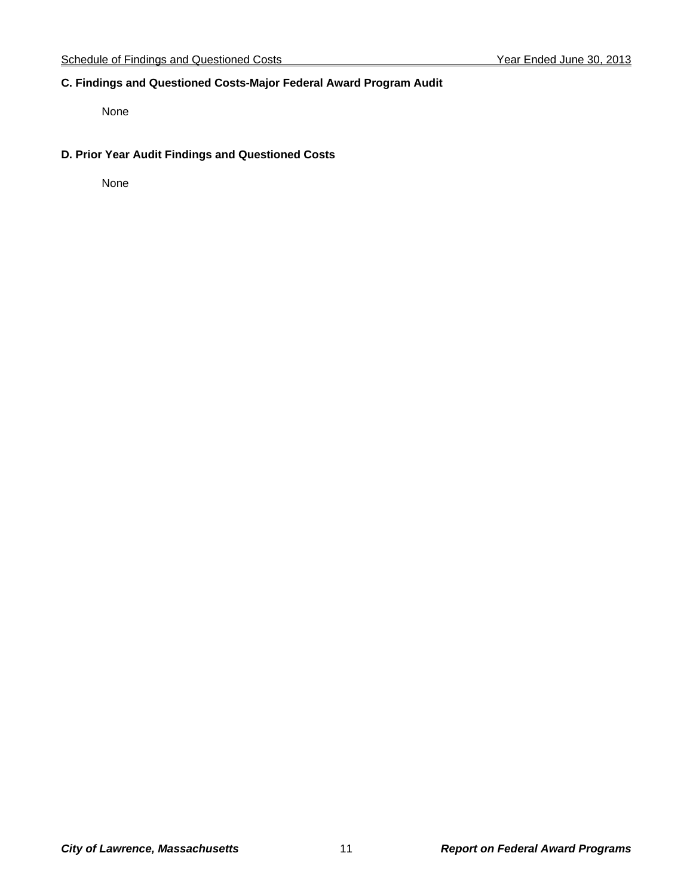### C. Findings and Questioned Costs-Major Federal Award Program Audit

None

### D. Prior Year Audit Findings and Questioned Costs

None